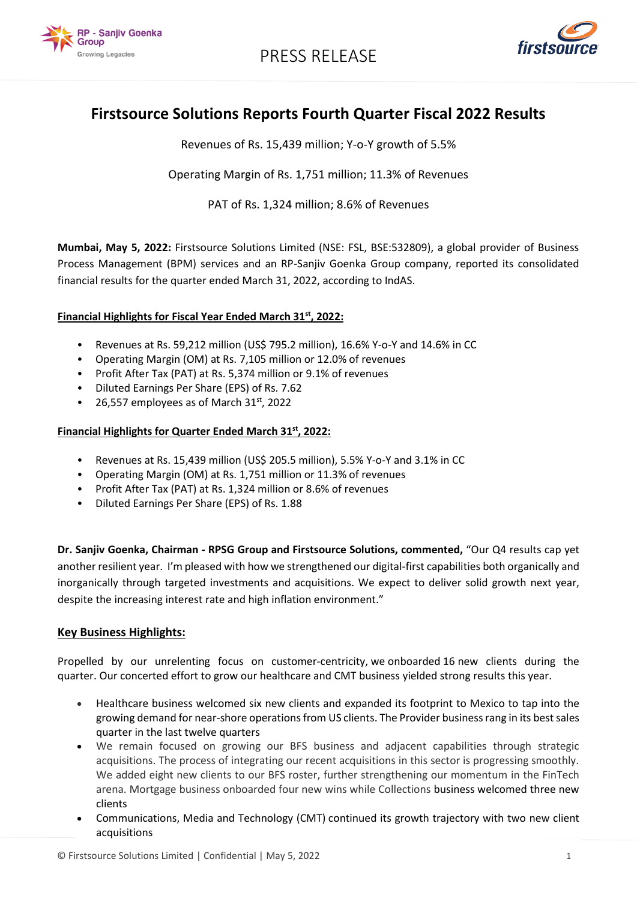PRESS RELEASE

# Firstsource Solutions Reports Fourth Quarter Fiscal 2022 Results

Revenues of Rs. 15,439 million; Y-o-Y growth of 5.5%

Operating Margin of Rs. 1,751 million; 11.3% of Revenues

PAT of Rs. 1,324 million; 8.6% of Revenues

**Mumbai, May 5, 2022:** Firstsource Solutions Limited (NSE: FSL, BSE:532809), a global provider of Business Process Management (BPM) services and an RP-Sanjiv Goenka Group company, reported its consolidated financial results for the quarter ended March 31, 2022, according to IndAS.

**Financial Highlights for Fiscal Year Ended March 31st, 2022:**

- Revenues at Rs. 59,212 million (US$ 795.2 million), 16.6% Y-o-Y and 14.6% in CC
- Operating Margin (OM) at Rs. 7,105 million or 12.0% of revenues
- Profit After Tax (PAT) at Rs. 5,374 million or 9.1% of revenues
- Diluted Earnings Per Share (EPS) of Rs. 7.62
- 26,557 employees as of March 31st, 2022

**Financial Highlights for Quarter Ended March 31st, 2022:**

- Revenues at Rs. 15,439 million (US$ 205.5 million), 5.5% Y-o-Y and 3.1% in CC
- Operating Margin (OM) at Rs. 1,751 million or 11.3% of revenues
- Profit After Tax (PAT) at Rs. 1,324 million or 8.6% of revenues
- Diluted Earnings Per Share (EPS) of Rs. 1.88

**Dr. Sanjiv Goenka, Chairman - RPSG Group and Firstsource Solutions, commented,** "Our Q4 results cap yet another resilient year. I'm pleased with how we strengthened our digital-first capabilities both organically and inorganically through targeted investments and acquisitions. We expect to deliver solid growth next year, despite the increasing interest rate and high inflation environment."

## Key Business Highlights:

Propelled by our unrelenting focus on customer-centricity, we onboarded 16 new clients during the quarter. Our concerted effort to grow our healthcare and CMT business yielded strong results this year.

- Healthcare business welcomed six new clients and expanded its footprint to Mexico to tap into the growing demand for near-shore operations from US clients. The Provider business rang in its best sales quarter in the last twelve quarters
- We remain focused on growing our BFS business and adjacent capabilities through strategic acquisitions. The process of integrating our recent acquisitions in this sector is progressing smoothly. We added eight new clients to our BFS roster, further strengthening our momentum in the FinTech arena. Mortgage business onboarded four new wins while Collections business welcomed three new clients
- Communications, Media and Technology (CMT) continued its growth trajectory with two new client acquisitions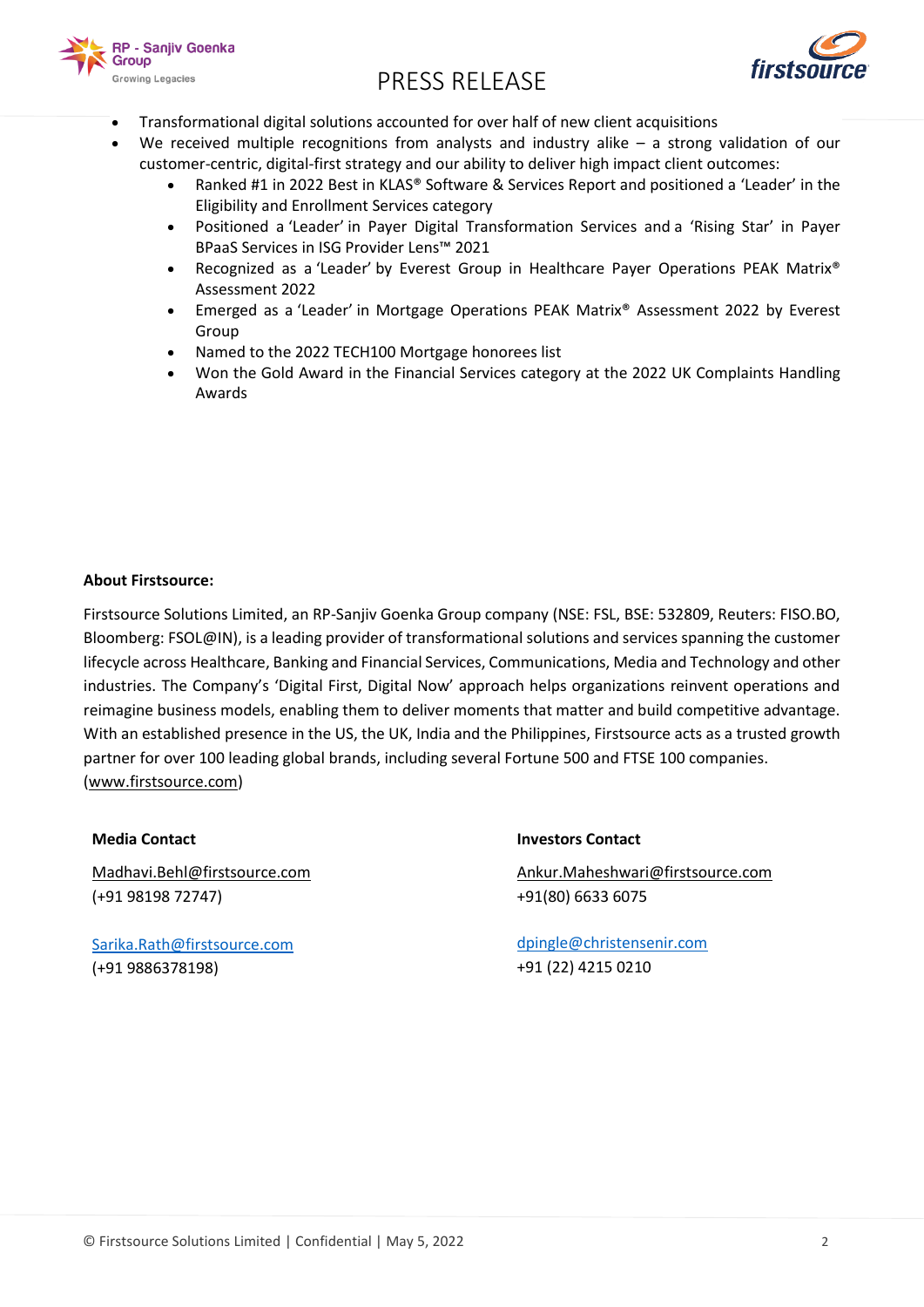- Transformational digital solutions accounted for over half of new client acquisitions
- We received multiple recognitions from analysts and industry alike – a strong validation of our customer-centric, digital-first strategy and our ability to deliver high impact client outcomes:
    - Ranked #1 in 2022 Best in KLAS® Software & Services Report and positioned a 'Leader' in the Eligibility and Enrollment Services category
    - Positioned a 'Leader' in Payer Digital Transformation Services and a 'Rising Star' in Payer BPaaS Services in ISG Provider Lens™ 2021
    - Recognized as a 'Leader' by Everest Group in Healthcare Payer Operations PEAK Matrix® Assessment 2022
    - Emerged as a 'Leader' in Mortgage Operations PEAK Matrix® Assessment 2022 by Everest Group
    - Named to the 2022 TECH100 Mortgage honorees list
    - Won the Gold Award in the Financial Services category at the 2022 UK Complaints Handling Awards

**About Firstsource:**

Firstsource Solutions Limited, an RP-Sanjiv Goenka Group company (NSE: FSL, BSE: 532809, Reuters: FISO.BO, Bloomberg: FSOL@IN), is a leading provider of transformational solutions and services spanning the customer lifecycle across Healthcare, Banking and Financial Services, Communications, Media and Technology and other industries. The Company's 'Digital First, Digital Now' approach helps organizations reinvent operations and reimagine business models, enabling them to deliver moments that matter and build competitive advantage. With an established presence in the US, the UK, India and the Philippines, Firstsource acts as a trusted growth partner for over 100 leading global brands, including several Fortune 500 and FTSE 100 companies. (www.firstsource.com)

**Media Contact**

Madhavi.Behl@firstsource.com
(+91 98198 72747)

Sarika.Rath@firstsource.com
(+91 9886378198)

**Investors Contact**

Ankur.Maheshwari@firstsource.com
+91(80) 6633 6075

dpingle@christensenir.com
+91 (22) 4215 0210

© Firstsource Solutions Limited | Confidential | May 5, 2022